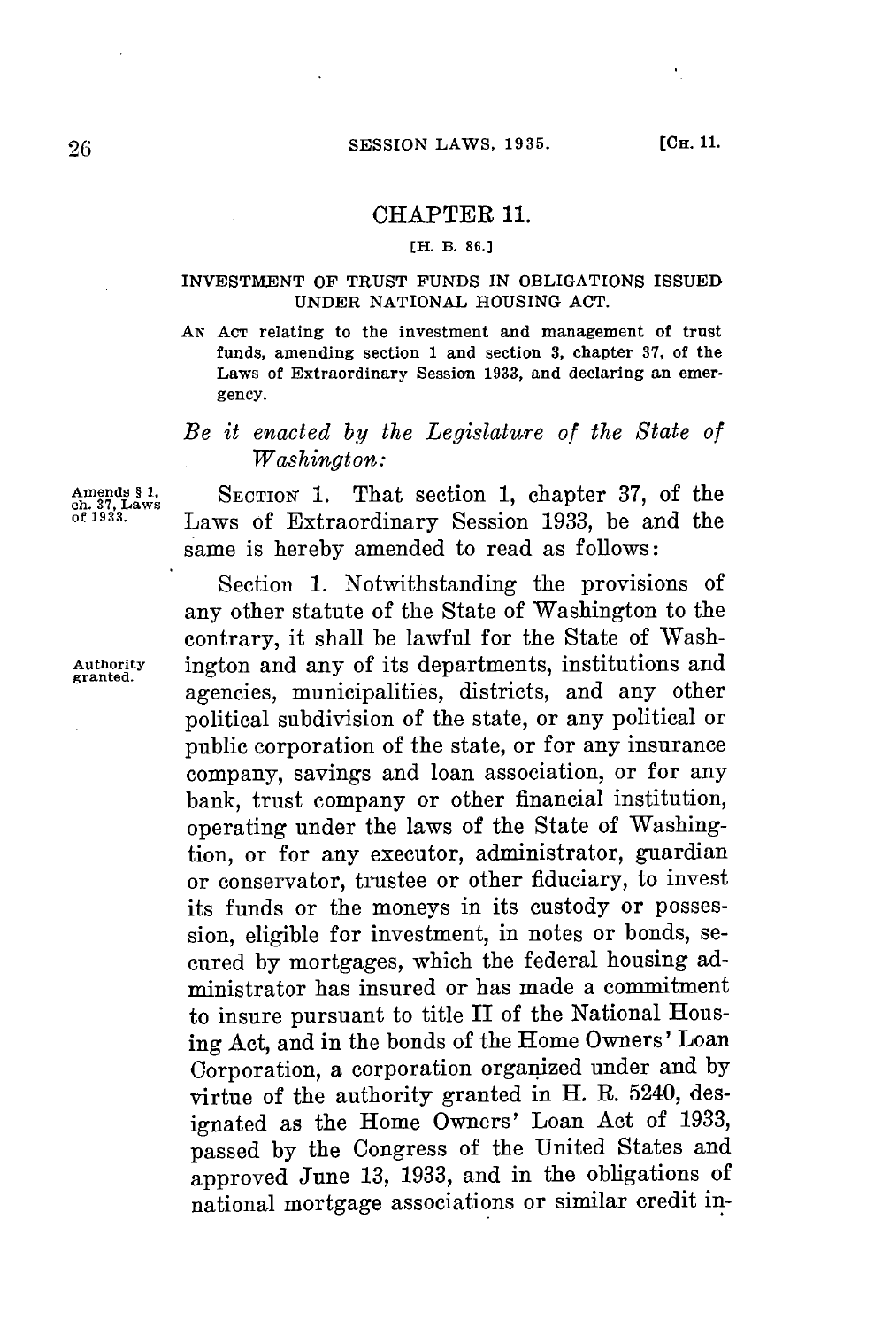# CHAPTER 11.

[H. B. 86.]

## INVESTMENT OF TRUST FUNDS IN OBLIGATIONS ISSUED UNDER NATIONAL HOUSING ACT.

AN ACT relating to the investment and management of trust funds, amending section 1 and section 3, chapter 37, of the Laws of Extraordinary Session 1933, and declaring an emergency.

*Be it enacted by the Legislature of the State of Washington:*

Amends § 1, ch. 37, Laws of 1933.

SECTION 1. That section 1, chapter 37, of the Laws of Extraordinary Session 1933, be and the same is hereby amended to read as follows:

Authority granted.

Section 1. Notwithstanding the provisions of any other statute of the State of Washington to the contrary, it shall be lawful for the State of Washington and any of its departments, institutions and agencies, municipalities, districts, and any other political subdivision of the state, or any political or public corporation of the state, or for any insurance company, savings and loan association, or for any bank, trust company or other financial institution, operating under the laws of the State of Washington, or for any executor, administrator, guardian or conservator, trustee or other fiduciary, to invest its funds or the moneys in its custody or possession, eligible for investment, in notes or bonds, secured by mortgages, which the federal housing administrator has insured or has made a commitment to insure pursuant to title II of the National Housing Act, and in the bonds of the Home Owners' Loan Corporation, a corporation organized under and by virtue of the authority granted in H. R. 5240, designated as the Home Owners' Loan Act of 1933, passed by the Congress of the United States and approved June 13, 1933, and in the obligations of national mortgage associations or similar credit in-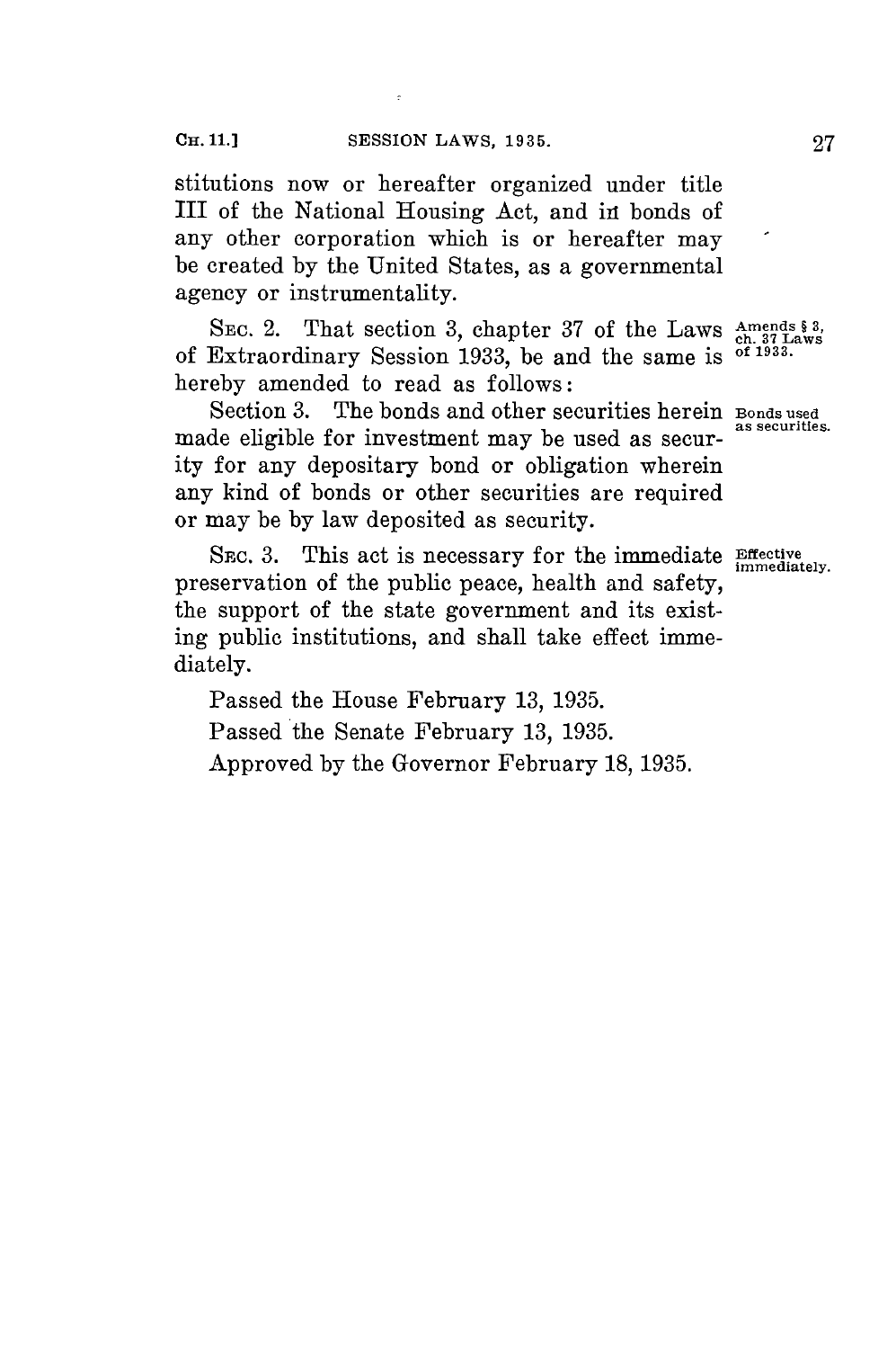stitutions now or hereafter organized under title III of the National Housing Act, and in bonds of any other corporation which is or hereafter may be created by the United States, as a governmental agency or instrumentality.

SEC. 2. That section 3, chapter 37 of the Laws of Extraordinary Session 1933, be and the same is hereby amended to read as follows:

Amends § 3, ch. 37 Laws of 1933.

Section 3. The bonds and other securities herein made eligible for investment may be used as security for any depositary bond or obligation wherein any kind of bonds or other securities are required or may be by law deposited as security.

Bonds used as securities.

SEC. 3. This act is necessary for the immediate preservation of the public peace, health and safety, the support of the state government and its existing public institutions, and shall take effect immediately.

Effective immediately.

Passed the House February 13, 1935.

Passed the Senate February 13, 1935.

Approved by the Governor February 18, 1935.